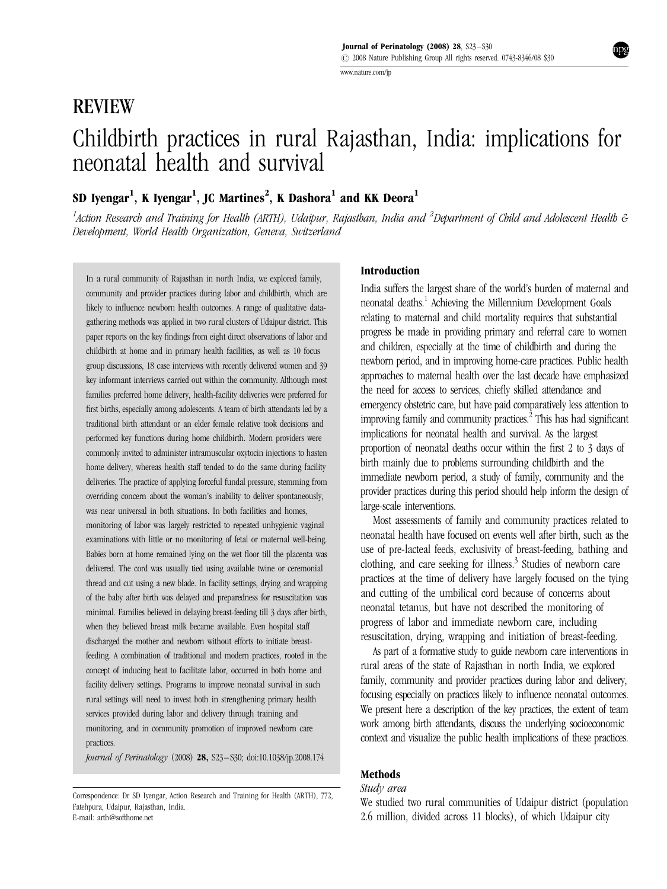REVIEW

# Childbirth practices in rural Rajasthan, India: implications for neonatal health and survival

**SD Iyengar[1], K Iyengar[1], JC Martines[2], K Dashora[1] and KK Deora[1]**

*[1]Action Research and Training for Health (ARTH), Udaipur, Rajasthan, India and [2]Department of Child and Adolescent Health & Development, World Health Organization, Geneva, Switzerland*

In a rural community of Rajasthan in north India, we explored family, community and provider practices during labor and childbirth, which are likely to influence newborn health outcomes. A range of qualitative data-gathering methods was applied in two rural clusters of Udaipur district. This paper reports on the key findings from eight direct observations of labor and childbirth at home and in primary health facilities, as well as 10 focus group discussions, 18 case interviews with recently delivered women and 39 key informant interviews carried out within the community. Although most families preferred home delivery, health-facility deliveries were preferred for first births, especially among adolescents. A team of birth attendants led by a traditional birth attendant or an elder female relative took decisions and performed key functions during home childbirth. Modern providers were commonly invited to administer intramuscular oxytocin injections to hasten home delivery, whereas health staff tended to do the same during facility deliveries. The practice of applying forceful fundal pressure, stemming from overriding concern about the woman's inability to deliver spontaneously, was near universal in both situations. In both facilities and homes, monitoring of labor was largely restricted to repeated unhygienic vaginal examinations with little or no monitoring of fetal or maternal well-being. Babies born at home remained lying on the wet floor till the placenta was delivered. The cord was usually tied using available twine or ceremonial thread and cut using a new blade. In facility settings, drying and wrapping of the baby after birth was delayed and preparedness for resuscitation was minimal. Families believed in delaying breast-feeding till 3 days after birth, when they believed breast milk became available. Even hospital staff discharged the mother and newborn without efforts to initiate breast-feeding. A combination of traditional and modern practices, rooted in the concept of inducing heat to facilitate labor, occurred in both home and facility delivery settings. Programs to improve neonatal survival in such rural settings will need to invest both in strengthening primary health services provided during labor and delivery through training and monitoring, and in community promotion of improved newborn care practices.

*Journal of Perinatology* (2008) **28,** S23–S30; doi:10.1038/jp.2008.174

## Introduction

India suffers the largest share of the world's burden of maternal and neonatal deaths.[1] Achieving the Millennium Development Goals relating to maternal and child mortality requires that substantial progress be made in providing primary and referral care to women and children, especially at the time of childbirth and during the newborn period, and in improving home-care practices. Public health approaches to maternal health over the last decade have emphasized the need for access to services, chiefly skilled attendance and emergency obstetric care, but have paid comparatively less attention to improving family and community practices.[2] This has had significant implications for neonatal health and survival. As the largest proportion of neonatal deaths occur within the first 2 to 3 days of birth mainly due to problems surrounding childbirth and the immediate newborn period, a study of family, community and the provider practices during this period should help inform the design of large-scale interventions.

Most assessments of family and community practices related to neonatal health have focused on events well after birth, such as the use of pre-lacteal feeds, exclusivity of breast-feeding, bathing and clothing, and care seeking for illness.[3] Studies of newborn care practices at the time of delivery have largely focused on the tying and cutting of the umbilical cord because of concerns about neonatal tetanus, but have not described the monitoring of progress of labor and immediate newborn care, including resuscitation, drying, wrapping and initiation of breast-feeding.

As part of a formative study to guide newborn care interventions in rural areas of the state of Rajasthan in north India, we explored family, community and provider practices during labor and delivery, focusing especially on practices likely to influence neonatal outcomes. We present here a description of the key practices, the extent of team work among birth attendants, discuss the underlying socioeconomic context and visualize the public health implications of these practices.

## Methods

### Study area

We studied two rural communities of Udaipur district (population 2.6 million, divided across 11 blocks), of which Udaipur city

Correspondence: Dr SD Iyengar, Action Research and Training for Health (ARTH), 772, Fatehpura, Udaipur, Rajasthan, India.
E-mail: arth@softhome.net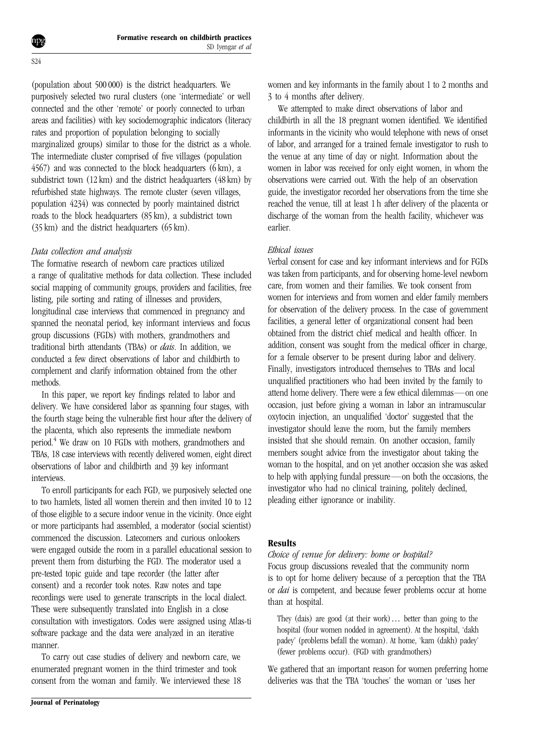(population about 500 000) is the district headquarters. We purposively selected two rural clusters (one 'intermediate' or well connected and the other 'remote' or poorly connected to urban areas and facilities) with key sociodemographic indicators (literacy rates and proportion of population belonging to socially marginalized groups) similar to those for the district as a whole. The intermediate cluster comprised of five villages (population 4567) and was connected to the block headquarters (6 km), a subdistrict town (12 km) and the district headquarters (48 km) by refurbished state highways. The remote cluster (seven villages, population 4234) was connected by poorly maintained district roads to the block headquarters (85 km), a subdistrict town (35 km) and the district headquarters (65 km).

### *Data collection and analysis*

The formative research of newborn care practices utilized a range of qualitative methods for data collection. These included social mapping of community groups, providers and facilities, free listing, pile sorting and rating of illnesses and providers, longitudinal case interviews that commenced in pregnancy and spanned the neonatal period, key informant interviews and focus group discussions (FGDs) with mothers, grandmothers and traditional birth attendants (TBAs) or *dais*. In addition, we conducted a few direct observations of labor and childbirth to complement and clarify information obtained from the other methods.

In this paper, we report key findings related to labor and delivery. We have considered labor as spanning four stages, with the fourth stage being the vulnerable first hour after the delivery of the placenta, which also represents the immediate newborn period.[4] We draw on 10 FGDs with mothers, grandmothers and TBAs, 18 case interviews with recently delivered women, eight direct observations of labor and childbirth and 39 key informant interviews.

To enroll participants for each FGD, we purposively selected one to two hamlets, listed all women therein and then invited 10 to 12 of those eligible to a secure indoor venue in the vicinity. Once eight or more participants had assembled, a moderator (social scientist) commenced the discussion. Latecomers and curious onlookers were engaged outside the room in a parallel educational session to prevent them from disturbing the FGD. The moderator used a pre-tested topic guide and tape recorder (the latter after consent) and a recorder took notes. Raw notes and tape recordings were used to generate transcripts in the local dialect. These were subsequently translated into English in a close consultation with investigators. Codes were assigned using Atlas-ti software package and the data were analyzed in an iterative manner.

To carry out case studies of delivery and newborn care, we enumerated pregnant women in the third trimester and took consent from the woman and family. We interviewed these 18 women and key informants in the family about 1 to 2 months and 3 to 4 months after delivery.

We attempted to make direct observations of labor and childbirth in all the 18 pregnant women identified. We identified informants in the vicinity who would telephone with news of onset of labor, and arranged for a trained female investigator to rush to the venue at any time of day or night. Information about the women in labor was received for only eight women, in whom the observations were carried out. With the help of an observation guide, the investigator recorded her observations from the time she reached the venue, till at least 1 h after delivery of the placenta or discharge of the woman from the health facility, whichever was earlier.

### *Ethical issues*

Verbal consent for case and key informant interviews and for FGDs was taken from participants, and for observing home-level newborn care, from women and their families. We took consent from women for interviews and from women and elder family members for observation of the delivery process. In the case of government facilities, a general letter of organizational consent had been obtained from the district chief medical and health officer. In addition, consent was sought from the medical officer in charge, for a female observer to be present during labor and delivery. Finally, investigators introduced themselves to TBAs and local unqualified practitioners who had been invited by the family to attend home delivery. There were a few ethical dilemmas—on one occasion, just before giving a woman in labor an intramuscular oxytocin injection, an unqualified 'doctor' suggested that the investigator should leave the room, but the family members insisted that she should remain. On another occasion, family members sought advice from the investigator about taking the woman to the hospital, and on yet another occasion she was asked to help with applying fundal pressure—on both the occasions, the investigator who had no clinical training, politely declined, pleading either ignorance or inability.

## Results

### *Choice of venue for delivery: home or hospital?*

Focus group discussions revealed that the community norm is to opt for home delivery because of a perception that the TBA or *dai* is competent, and because fewer problems occur at home than at hospital.

> They (dais) are good (at their work)… better than going to the hospital (four women nodded in agreement). At the hospital, 'dakh padey' (problems befall the woman). At home, 'kam (dakh) padey' (fewer problems occur). (FGD with grandmothers)

We gathered that an important reason for women preferring home deliveries was that the TBA 'touches' the woman or 'uses her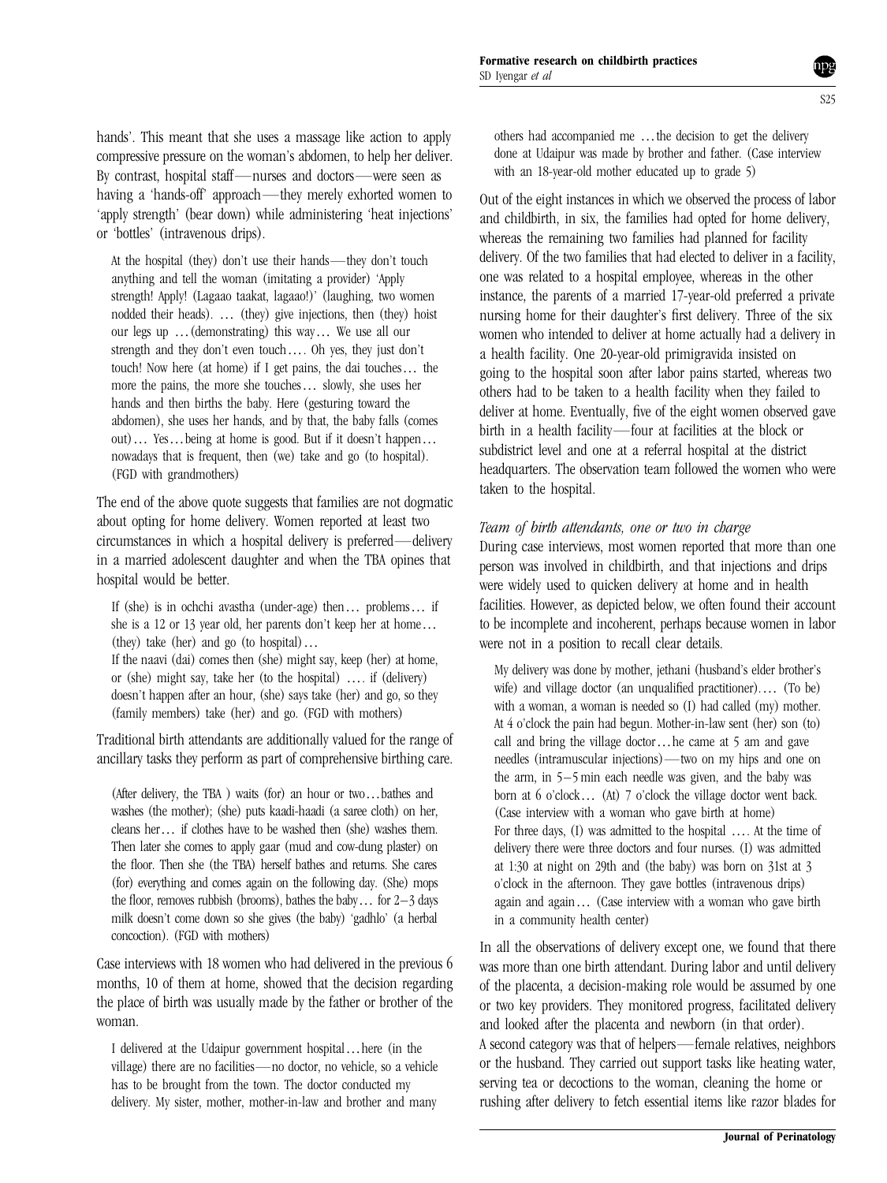hands'. This meant that she uses a massage like action to apply compressive pressure on the woman's abdomen, to help her deliver. By contrast, hospital staff—nurses and doctors—were seen as having a 'hands-off' approach—they merely exhorted women to 'apply strength' (bear down) while administering 'heat injections' or 'bottles' (intravenous drips).

> At the hospital (they) don't use their hands—they don't touch anything and tell the woman (imitating a provider) 'Apply strength! Apply! (Lagaao taakat, lagaao!)' (laughing, two women nodded their heads). … (they) give injections, then (they) hoist our legs up …(demonstrating) this way… We use all our strength and they don't even touch…. Oh yes, they just don't touch! Now here (at home) if I get pains, the dai touches… the more the pains, the more she touches… slowly, she uses her hands and then births the baby. Here (gesturing toward the abdomen), she uses her hands, and by that, the baby falls (comes out)… Yes…being at home is good. But if it doesn't happen… nowadays that is frequent, then (we) take and go (to hospital). (FGD with grandmothers)

The end of the above quote suggests that families are not dogmatic about opting for home delivery. Women reported at least two circumstances in which a hospital delivery is preferred—delivery in a married adolescent daughter and when the TBA opines that hospital would be better.

> If (she) is in ochchi avastha (under-age) then… problems… if she is a 12 or 13 year old, her parents don't keep her at home… (they) take (her) and go (to hospital)…
>
> If the naavi (dai) comes then (she) might say, keep (her) at home, or (she) might say, take her (to the hospital) …. if (delivery) doesn't happen after an hour, (she) says take (her) and go, so they (family members) take (her) and go. (FGD with mothers)

Traditional birth attendants are additionally valued for the range of ancillary tasks they perform as part of comprehensive birthing care.

> (After delivery, the TBA ) waits (for) an hour or two…bathes and washes (the mother); (she) puts kaadi-haadi (a saree cloth) on her, cleans her… if clothes have to be washed then (she) washes them. Then later she comes to apply gaar (mud and cow-dung plaster) on the floor. Then she (the TBA) herself bathes and returns. She cares (for) everything and comes again on the following day. (She) mops the floor, removes rubbish (brooms), bathes the baby… for 2–3 days milk doesn't come down so she gives (the baby) 'gadhlo' (a herbal concoction). (FGD with mothers)

Case interviews with 18 women who had delivered in the previous 6 months, 10 of them at home, showed that the decision regarding the place of birth was usually made by the father or brother of the woman.

> I delivered at the Udaipur government hospital…here (in the village) there are no facilities—no doctor, no vehicle, so a vehicle has to be brought from the town. The doctor conducted my delivery. My sister, mother, mother-in-law and brother and many others had accompanied me …the decision to get the delivery done at Udaipur was made by brother and father. (Case interview with an 18-year-old mother educated up to grade 5)

Out of the eight instances in which we observed the process of labor and childbirth, in six, the families had opted for home delivery, whereas the remaining two families had planned for facility delivery. Of the two families that had elected to deliver in a facility, one was related to a hospital employee, whereas in the other instance, the parents of a married 17-year-old preferred a private nursing home for their daughter's first delivery. Three of the six women who intended to deliver at home actually had a delivery in a health facility. One 20-year-old primigravida insisted on going to the hospital soon after labor pains started, whereas two others had to be taken to a health facility when they failed to deliver at home. Eventually, five of the eight women observed gave birth in a health facility—four at facilities at the block or subdistrict level and one at a referral hospital at the district headquarters. The observation team followed the women who were taken to the hospital.

### *Team of birth attendants, one or two in charge*

During case interviews, most women reported that more than one person was involved in childbirth, and that injections and drips were widely used to quicken delivery at home and in health facilities. However, as depicted below, we often found their account to be incomplete and incoherent, perhaps because women in labor were not in a position to recall clear details.

> My delivery was done by mother, jethani (husband's elder brother's wife) and village doctor (an unqualified practitioner)…. (To be) with a woman, a woman is needed so (I) had called (my) mother. At 4 o'clock the pain had begun. Mother-in-law sent (her) son (to) call and bring the village doctor…he came at 5 am and gave needles (intramuscular injections)—two on my hips and one on the arm, in 5–5 min each needle was given, and the baby was born at 6 o'clock… (At) 7 o'clock the village doctor went back. (Case interview with a woman who gave birth at home)
>
> For three days, (I) was admitted to the hospital …. At the time of delivery there were three doctors and four nurses. (I) was admitted at 1:30 at night on 29th and (the baby) was born on 31st at 3 o'clock in the afternoon. They gave bottles (intravenous drips) again and again… (Case interview with a woman who gave birth in a community health center)

In all the observations of delivery except one, we found that there was more than one birth attendant. During labor and until delivery of the placenta, a decision-making role would be assumed by one or two key providers. They monitored progress, facilitated delivery and looked after the placenta and newborn (in that order).

A second category was that of helpers—female relatives, neighbors or the husband. They carried out support tasks like heating water, serving tea or decoctions to the woman, cleaning the home or rushing after delivery to fetch essential items like razor blades for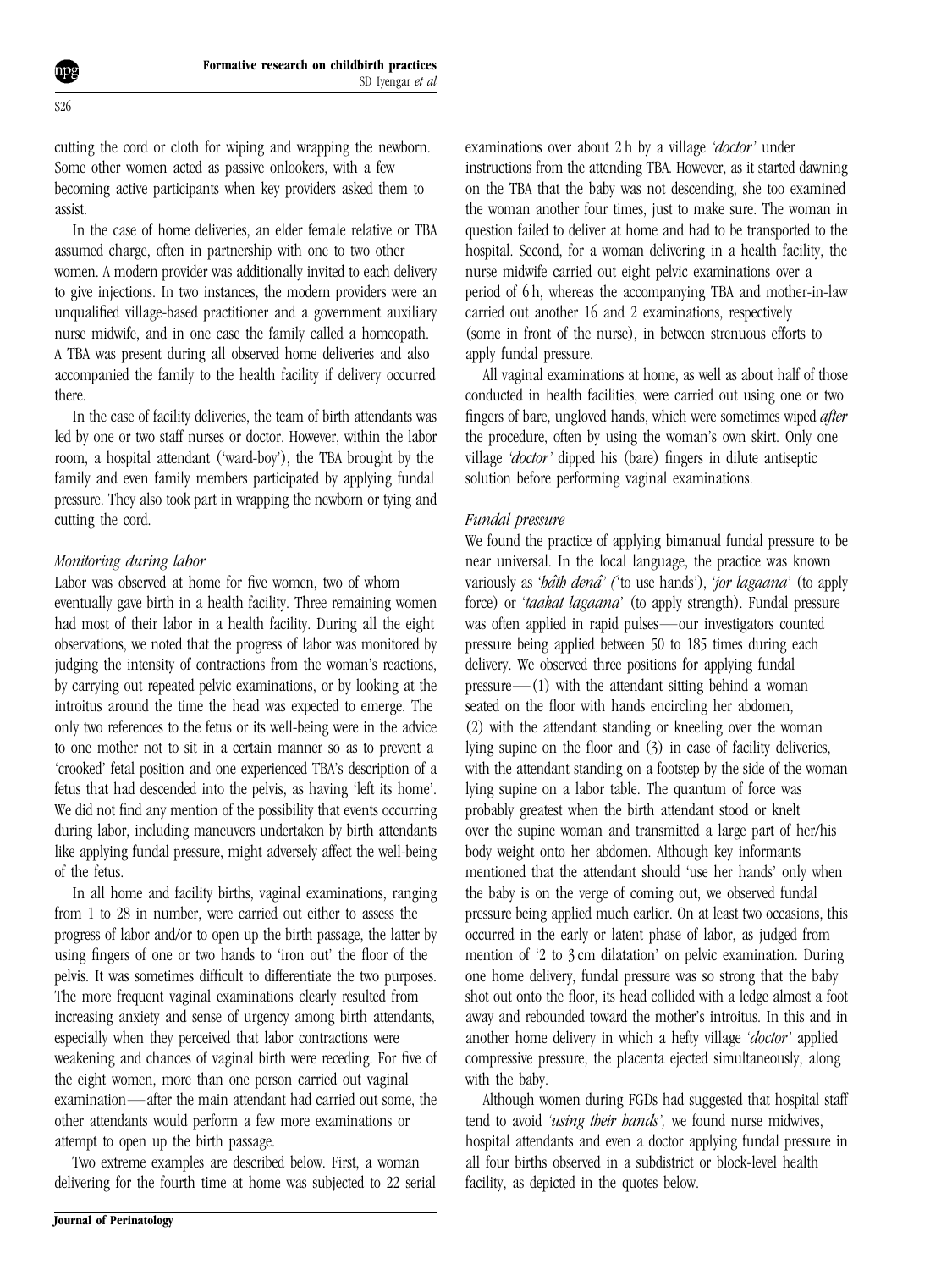cutting the cord or cloth for wiping and wrapping the newborn. Some other women acted as passive onlookers, with a few becoming active participants when key providers asked them to assist.

In the case of home deliveries, an elder female relative or TBA assumed charge, often in partnership with one to two other women. A modern provider was additionally invited to each delivery to give injections. In two instances, the modern providers were an unqualified village-based practitioner and a government auxiliary nurse midwife, and in one case the family called a homeopath. A TBA was present during all observed home deliveries and also accompanied the family to the health facility if delivery occurred there.

In the case of facility deliveries, the team of birth attendants was led by one or two staff nurses or doctor. However, within the labor room, a hospital attendant ('ward-boy'), the TBA brought by the family and even family members participated by applying fundal pressure. They also took part in wrapping the newborn or tying and cutting the cord.

### *Monitoring during labor*

Labor was observed at home for five women, two of whom eventually gave birth in a health facility. Three remaining women had most of their labor in a health facility. During all the eight observations, we noted that the progress of labor was monitored by judging the intensity of contractions from the woman's reactions, by carrying out repeated pelvic examinations, or by looking at the introitus around the time the head was expected to emerge. The only two references to the fetus or its well-being were in the advice to one mother not to sit in a certain manner so as to prevent a 'crooked' fetal position and one experienced TBA's description of a fetus that had descended into the pelvis, as having 'left its home'. We did not find any mention of the possibility that events occurring during labor, including maneuvers undertaken by birth attendants like applying fundal pressure, might adversely affect the well-being of the fetus.

In all home and facility births, vaginal examinations, ranging from 1 to 28 in number, were carried out either to assess the progress of labor and/or to open up the birth passage, the latter by using fingers of one or two hands to 'iron out' the floor of the pelvis. It was sometimes difficult to differentiate the two purposes. The more frequent vaginal examinations clearly resulted from increasing anxiety and sense of urgency among birth attendants, especially when they perceived that labor contractions were weakening and chances of vaginal birth were receding. For five of the eight women, more than one person carried out vaginal examination—after the main attendant had carried out some, the other attendants would perform a few more examinations or attempt to open up the birth passage.

Two extreme examples are described below. First, a woman delivering for the fourth time at home was subjected to 22 serial examinations over about 2 h by a village *'doctor'* under instructions from the attending TBA. However, as it started dawning on the TBA that the baby was not descending, she too examined the woman another four times, just to make sure. The woman in question failed to deliver at home and had to be transported to the hospital. Second, for a woman delivering in a health facility, the nurse midwife carried out eight pelvic examinations over a period of 6 h, whereas the accompanying TBA and mother-in-law carried out another 16 and 2 examinations, respectively (some in front of the nurse), in between strenuous efforts to apply fundal pressure.

All vaginal examinations at home, as well as about half of those conducted in health facilities, were carried out using one or two fingers of bare, ungloved hands, which were sometimes wiped *after* the procedure, often by using the woman's own skirt. Only one village *'doctor'* dipped his (bare) fingers in dilute antiseptic solution before performing vaginal examinations.

### *Fundal pressure*

We found the practice of applying bimanual fundal pressure to be near universal. In the local language, the practice was known variously as *'hâth denâ' (*'to use hands'), *'jor lagaana'* (to apply force) or *'taakat lagaana'* (to apply strength). Fundal pressure was often applied in rapid pulses—our investigators counted pressure being applied between 50 to 185 times during each delivery. We observed three positions for applying fundal pressure—(1) with the attendant sitting behind a woman seated on the floor with hands encircling her abdomen, (2) with the attendant standing or kneeling over the woman lying supine on the floor and (3) in case of facility deliveries, with the attendant standing on a footstep by the side of the woman lying supine on a labor table. The quantum of force was probably greatest when the birth attendant stood or knelt over the supine woman and transmitted a large part of her/his body weight onto her abdomen. Although key informants mentioned that the attendant should 'use her hands' only when the baby is on the verge of coming out, we observed fundal pressure being applied much earlier. On at least two occasions, this occurred in the early or latent phase of labor, as judged from mention of '2 to 3 cm dilatation' on pelvic examination. During one home delivery, fundal pressure was so strong that the baby shot out onto the floor, its head collided with a ledge almost a foot away and rebounded toward the mother's introitus. In this and in another home delivery in which a hefty village *'doctor'* applied compressive pressure, the placenta ejected simultaneously, along with the baby.

Although women during FGDs had suggested that hospital staff tend to avoid *'using their hands',* we found nurse midwives, hospital attendants and even a doctor applying fundal pressure in all four births observed in a subdistrict or block-level health facility, as depicted in the quotes below.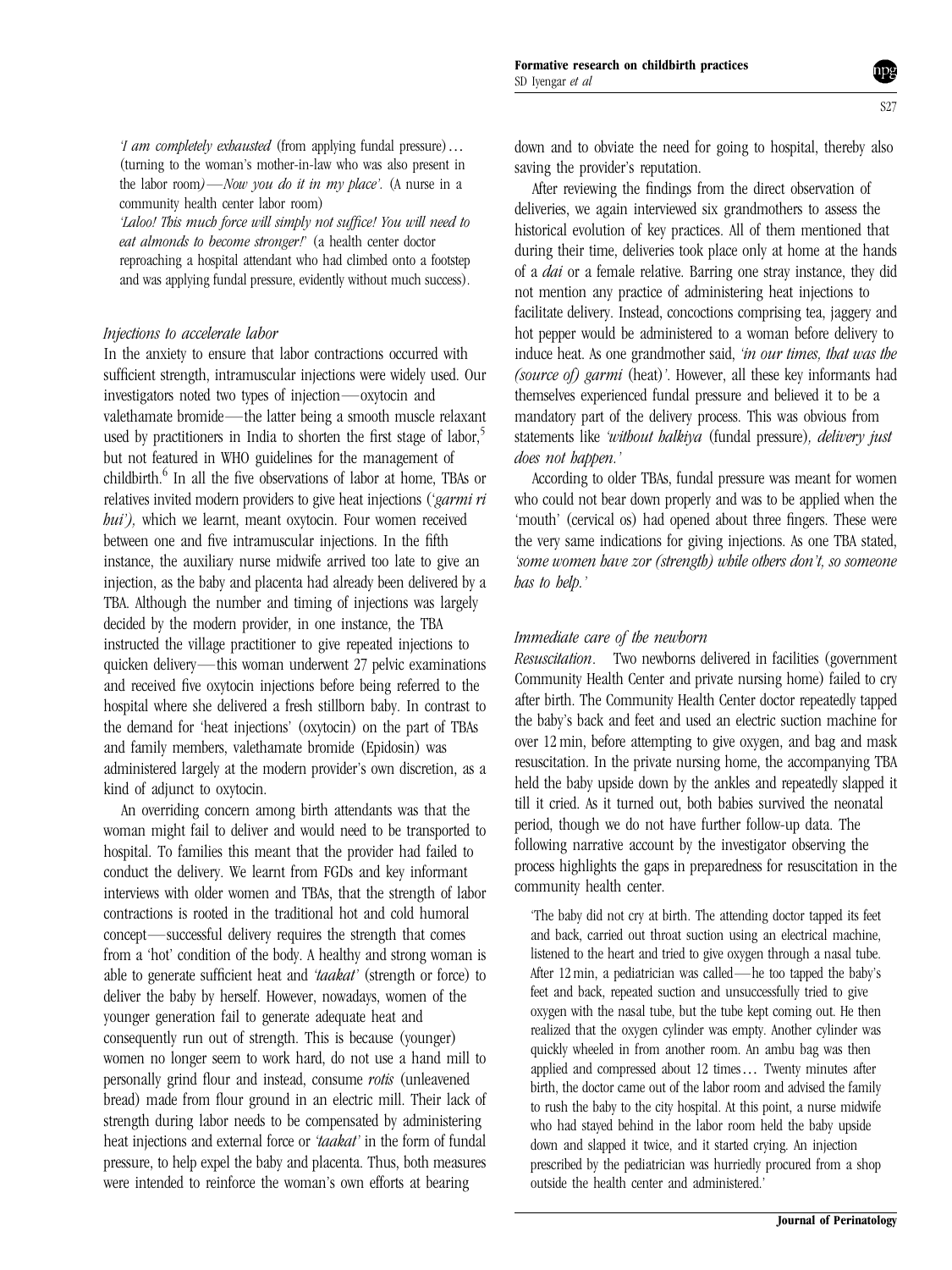*'I am completely exhausted* (from applying fundal pressure)… (turning to the woman's mother-in-law who was also present in the labor room)—*Now you do it in my place'.* (A nurse in a community health center labor room)

*'Laloo! This much force will simply not suffice! You will need to eat almonds to become stronger!'* (a health center doctor reproaching a hospital attendant who had climbed onto a footstep and was applying fundal pressure, evidently without much success).

### *Injections to accelerate labor*

In the anxiety to ensure that labor contractions occurred with sufficient strength, intramuscular injections were widely used. Our investigators noted two types of injection—oxytocin and valethamate bromide—the latter being a smooth muscle relaxant used by practitioners in India to shorten the first stage of labor,[5] but not featured in WHO guidelines for the management of childbirth.[6] In all the five observations of labor at home, TBAs or relatives invited modern providers to give heat injections (*'garmi ri bui'),* which we learnt, meant oxytocin. Four women received between one and five intramuscular injections. In the fifth instance, the auxiliary nurse midwife arrived too late to give an injection, as the baby and placenta had already been delivered by a TBA. Although the number and timing of injections was largely decided by the modern provider, in one instance, the TBA instructed the village practitioner to give repeated injections to quicken delivery—this woman underwent 27 pelvic examinations and received five oxytocin injections before being referred to the hospital where she delivered a fresh stillborn baby. In contrast to the demand for 'heat injections' (oxytocin) on the part of TBAs and family members, valethamate bromide (Epidosin) was administered largely at the modern provider's own discretion, as a kind of adjunct to oxytocin.

An overriding concern among birth attendants was that the woman might fail to deliver and would need to be transported to hospital. To families this meant that the provider had failed to conduct the delivery. We learnt from FGDs and key informant interviews with older women and TBAs, that the strength of labor contractions is rooted in the traditional hot and cold humoral concept—successful delivery requires the strength that comes from a 'hot' condition of the body. A healthy and strong woman is able to generate sufficient heat and *'taakat'* (strength or force) to deliver the baby by herself. However, nowadays, women of the younger generation fail to generate adequate heat and consequently run out of strength. This is because (younger) women no longer seem to work hard, do not use a hand mill to personally grind flour and instead, consume *rotis* (unleavened bread) made from flour ground in an electric mill. Their lack of strength during labor needs to be compensated by administering heat injections and external force or *'taakat'* in the form of fundal pressure, to help expel the baby and placenta. Thus, both measures were intended to reinforce the woman's own efforts at bearing down and to obviate the need for going to hospital, thereby also saving the provider's reputation.

After reviewing the findings from the direct observation of deliveries, we again interviewed six grandmothers to assess the historical evolution of key practices. All of them mentioned that during their time, deliveries took place only at home at the hands of a *dai* or a female relative. Barring one stray instance, they did not mention any practice of administering heat injections to facilitate delivery. Instead, concoctions comprising tea, jaggery and hot pepper would be administered to a woman before delivery to induce heat. As one grandmother said, *'in our times, that was the (source of) garmi* (heat)*'.* However, all these key informants had themselves experienced fundal pressure and believed it to be a mandatory part of the delivery process. This was obvious from statements like *'without halkiya* (fundal pressure)*, delivery just does not happen.'*

According to older TBAs, fundal pressure was meant for women who could not bear down properly and was to be applied when the 'mouth' (cervical os) had opened about three fingers. These were the very same indications for giving injections. As one TBA stated, *'some women have zor (strength) while others don't, so someone has to help.'*

### *Immediate care of the newborn*

*Resuscitation*. Two newborns delivered in facilities (government Community Health Center and private nursing home) failed to cry after birth. The Community Health Center doctor repeatedly tapped the baby's back and feet and used an electric suction machine for over 12 min, before attempting to give oxygen, and bag and mask resuscitation. In the private nursing home, the accompanying TBA held the baby upside down by the ankles and repeatedly slapped it till it cried. As it turned out, both babies survived the neonatal period, though we do not have further follow-up data. The following narrative account by the investigator observing the process highlights the gaps in preparedness for resuscitation in the community health center.

> 'The baby did not cry at birth. The attending doctor tapped its feet and back, carried out throat suction using an electrical machine, listened to the heart and tried to give oxygen through a nasal tube. After 12 min, a pediatrician was called—he too tapped the baby's feet and back, repeated suction and unsuccessfully tried to give oxygen with the nasal tube, but the tube kept coming out. He then realized that the oxygen cylinder was empty. Another cylinder was quickly wheeled in from another room. An ambu bag was then applied and compressed about 12 times… Twenty minutes after birth, the doctor came out of the labor room and advised the family to rush the baby to the city hospital. At this point, a nurse midwife who had stayed behind in the labor room held the baby upside down and slapped it twice, and it started crying. An injection prescribed by the pediatrician was hurriedly procured from a shop outside the health center and administered.'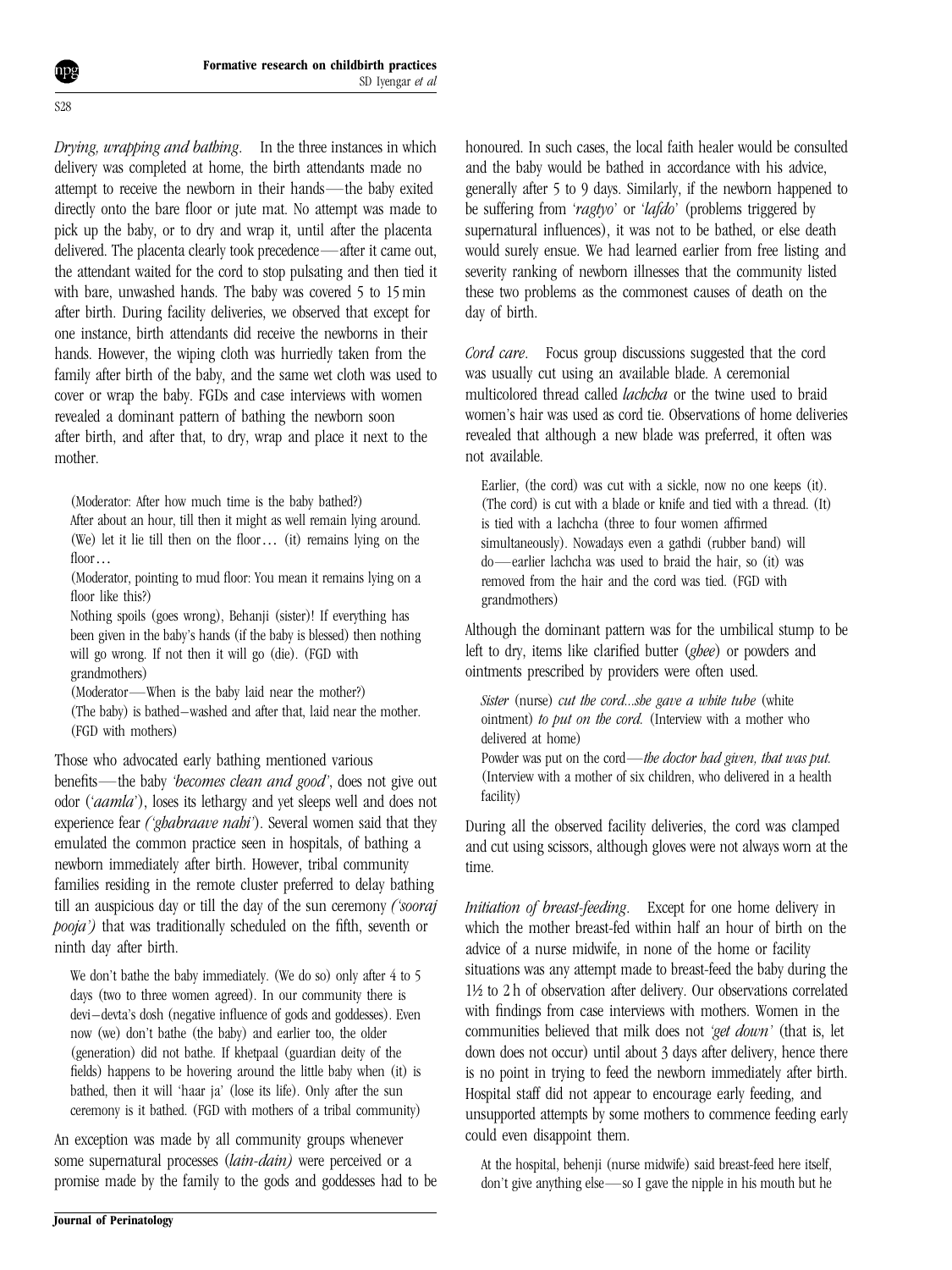*Drying, wrapping and bathing*. In the three instances in which delivery was completed at home, the birth attendants made no attempt to receive the newborn in their hands—the baby exited directly onto the bare floor or jute mat. No attempt was made to pick up the baby, or to dry and wrap it, until after the placenta delivered. The placenta clearly took precedence—after it came out, the attendant waited for the cord to stop pulsating and then tied it with bare, unwashed hands. The baby was covered 5 to 15 min after birth. During facility deliveries, we observed that except for one instance, birth attendants did receive the newborns in their hands. However, the wiping cloth was hurriedly taken from the family after birth of the baby, and the same wet cloth was used to cover or wrap the baby. FGDs and case interviews with women revealed a dominant pattern of bathing the newborn soon after birth, and after that, to dry, wrap and place it next to the mother.

> (Moderator: After how much time is the baby bathed?)
> After about an hour, till then it might as well remain lying around. (We) let it lie till then on the floor… (it) remains lying on the floor…
> (Moderator, pointing to mud floor: You mean it remains lying on a floor like this?)
> Nothing spoils (goes wrong), Behanji (sister)! If everything has been given in the baby's hands (if the baby is blessed) then nothing will go wrong. If not then it will go (die). (FGD with grandmothers)
> (Moderator—When is the baby laid near the mother?)
> (The baby) is bathed–washed and after that, laid near the mother. (FGD with mothers)

Those who advocated early bathing mentioned various benefits—the baby *'becomes clean and good'*, does not give out odor (*'aamla'*), loses its lethargy and yet sleeps well and does not experience fear *('ghabraave nahi')*. Several women said that they emulated the common practice seen in hospitals, of bathing a newborn immediately after birth. However, tribal community families residing in the remote cluster preferred to delay bathing till an auspicious day or till the day of the sun ceremony *('sooraj pooja')* that was traditionally scheduled on the fifth, seventh or ninth day after birth.

> We don't bathe the baby immediately. (We do so) only after 4 to 5 days (two to three women agreed). In our community there is devi–devta's dosh (negative influence of gods and goddesses). Even now (we) don't bathe (the baby) and earlier too, the older (generation) did not bathe. If khetpaal (guardian deity of the fields) happens to be hovering around the little baby when (it) is bathed, then it will 'haar ja' (lose its life). Only after the sun ceremony is it bathed. (FGD with mothers of a tribal community)

An exception was made by all community groups whenever some supernatural processes (*lain-dain)* were perceived or a promise made by the family to the gods and goddesses had to be honoured. In such cases, the local faith healer would be consulted and the baby would be bathed in accordance with his advice, generally after 5 to 9 days. Similarly, if the newborn happened to be suffering from *'ragtyo'* or *'lafdo'* (problems triggered by supernatural influences), it was not to be bathed, or else death would surely ensue. We had learned earlier from free listing and severity ranking of newborn illnesses that the community listed these two problems as the commonest causes of death on the day of birth.

*Cord care*. Focus group discussions suggested that the cord was usually cut using an available blade. A ceremonial multicolored thread called *lachcha* or the twine used to braid women's hair was used as cord tie. Observations of home deliveries revealed that although a new blade was preferred, it often was not available.

> Earlier, (the cord) was cut with a sickle, now no one keeps (it). (The cord) is cut with a blade or knife and tied with a thread. (It) is tied with a lachcha (three to four women affirmed simultaneously). Nowadays even a gathdi (rubber band) will do—earlier lachcha was used to braid the hair, so (it) was removed from the hair and the cord was tied. (FGD with grandmothers)

Although the dominant pattern was for the umbilical stump to be left to dry, items like clarified butter (*ghee*) or powders and ointments prescribed by providers were often used.

> *Sister* (nurse) *cut the cord...she gave a white tube* (white ointment) *to put on the cord.* (Interview with a mother who delivered at home)
> Powder was put on the cord—*the doctor had given, that was put.* (Interview with a mother of six children, who delivered in a health facility)

During all the observed facility deliveries, the cord was clamped and cut using scissors, although gloves were not always worn at the time.

*Initiation of breast-feeding*. Except for one home delivery in which the mother breast-fed within half an hour of birth on the advice of a nurse midwife, in none of the home or facility situations was any attempt made to breast-feed the baby during the 1½ to 2 h of observation after delivery. Our observations correlated with findings from case interviews with mothers. Women in the communities believed that milk does not *'get down'* (that is, let down does not occur) until about 3 days after delivery, hence there is no point in trying to feed the newborn immediately after birth. Hospital staff did not appear to encourage early feeding, and unsupported attempts by some mothers to commence feeding early could even disappoint them.

> At the hospital, behenji (nurse midwife) said breast-feed here itself, don't give anything else—so I gave the nipple in his mouth but he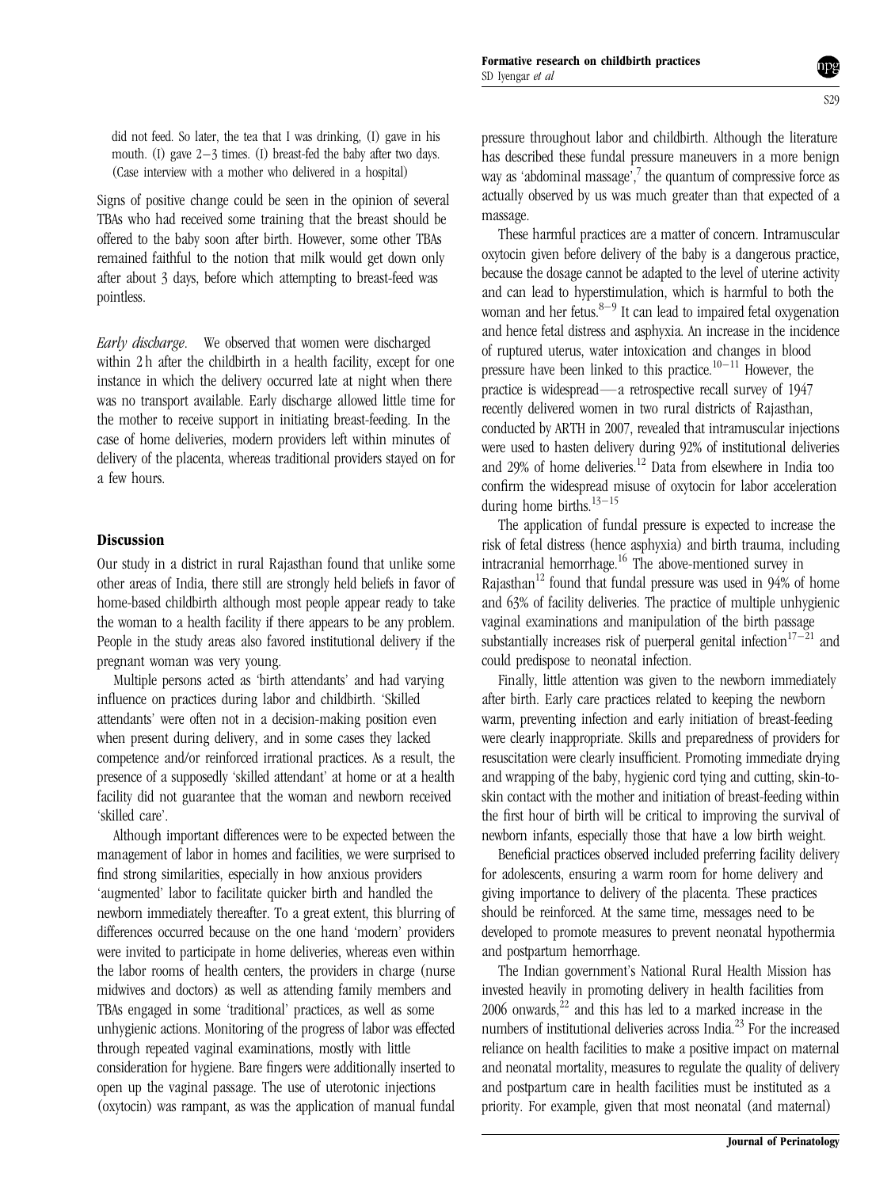did not feed. So later, the tea that I was drinking, (I) gave in his mouth. (I) gave 2–3 times. (I) breast-fed the baby after two days. (Case interview with a mother who delivered in a hospital)

Signs of positive change could be seen in the opinion of several TBAs who had received some training that the breast should be offered to the baby soon after birth. However, some other TBAs remained faithful to the notion that milk would get down only after about 3 days, before which attempting to breast-feed was pointless.

*Early discharge*. We observed that women were discharged within 2 h after the childbirth in a health facility, except for one instance in which the delivery occurred late at night when there was no transport available. Early discharge allowed little time for the mother to receive support in initiating breast-feeding. In the case of home deliveries, modern providers left within minutes of delivery of the placenta, whereas traditional providers stayed on for a few hours.

## Discussion

Our study in a district in rural Rajasthan found that unlike some other areas of India, there still are strongly held beliefs in favor of home-based childbirth although most people appear ready to take the woman to a health facility if there appears to be any problem. People in the study areas also favored institutional delivery if the pregnant woman was very young.

Multiple persons acted as 'birth attendants' and had varying influence on practices during labor and childbirth. 'Skilled attendants' were often not in a decision-making position even when present during delivery, and in some cases they lacked competence and/or reinforced irrational practices. As a result, the presence of a supposedly 'skilled attendant' at home or at a health facility did not guarantee that the woman and newborn received 'skilled care'.

Although important differences were to be expected between the management of labor in homes and facilities, we were surprised to find strong similarities, especially in how anxious providers 'augmented' labor to facilitate quicker birth and handled the newborn immediately thereafter. To a great extent, this blurring of differences occurred because on the one hand 'modern' providers were invited to participate in home deliveries, whereas even within the labor rooms of health centers, the providers in charge (nurse midwives and doctors) as well as attending family members and TBAs engaged in some 'traditional' practices, as well as some unhygienic actions. Monitoring of the progress of labor was effected through repeated vaginal examinations, mostly with little consideration for hygiene. Bare fingers were additionally inserted to open up the vaginal passage. The use of uterotonic injections (oxytocin) was rampant, as was the application of manual fundal pressure throughout labor and childbirth. Although the literature has described these fundal pressure maneuvers in a more benign way as 'abdominal massage',[7] the quantum of compressive force as actually observed by us was much greater than that expected of a massage.

These harmful practices are a matter of concern. Intramuscular oxytocin given before delivery of the baby is a dangerous practice, because the dosage cannot be adapted to the level of uterine activity and can lead to hyperstimulation, which is harmful to both the woman and her fetus.[8–9] It can lead to impaired fetal oxygenation and hence fetal distress and asphyxia. An increase in the incidence of ruptured uterus, water intoxication and changes in blood pressure have been linked to this practice.[10–11] However, the practice is widespread—a retrospective recall survey of 1947 recently delivered women in two rural districts of Rajasthan, conducted by ARTH in 2007, revealed that intramuscular injections were used to hasten delivery during 92% of institutional deliveries and 29% of home deliveries.[12] Data from elsewhere in India too confirm the widespread misuse of oxytocin for labor acceleration during home births.[13–15]

The application of fundal pressure is expected to increase the risk of fetal distress (hence asphyxia) and birth trauma, including intracranial hemorrhage.[16] The above-mentioned survey in Rajasthan[12] found that fundal pressure was used in 94% of home and 63% of facility deliveries. The practice of multiple unhygienic vaginal examinations and manipulation of the birth passage substantially increases risk of puerperal genital infection[17–21] and could predispose to neonatal infection.

Finally, little attention was given to the newborn immediately after birth. Early care practices related to keeping the newborn warm, preventing infection and early initiation of breast-feeding were clearly inappropriate. Skills and preparedness of providers for resuscitation were clearly insufficient. Promoting immediate drying and wrapping of the baby, hygienic cord tying and cutting, skin-to-skin contact with the mother and initiation of breast-feeding within the first hour of birth will be critical to improving the survival of newborn infants, especially those that have a low birth weight.

Beneficial practices observed included preferring facility delivery for adolescents, ensuring a warm room for home delivery and giving importance to delivery of the placenta. These practices should be reinforced. At the same time, messages need to be developed to promote measures to prevent neonatal hypothermia and postpartum hemorrhage.

The Indian government's National Rural Health Mission has invested heavily in promoting delivery in health facilities from 2006 onwards,[22] and this has led to a marked increase in the numbers of institutional deliveries across India.[23] For the increased reliance on health facilities to make a positive impact on maternal and neonatal mortality, measures to regulate the quality of delivery and postpartum care in health facilities must be instituted as a priority. For example, given that most neonatal (and maternal)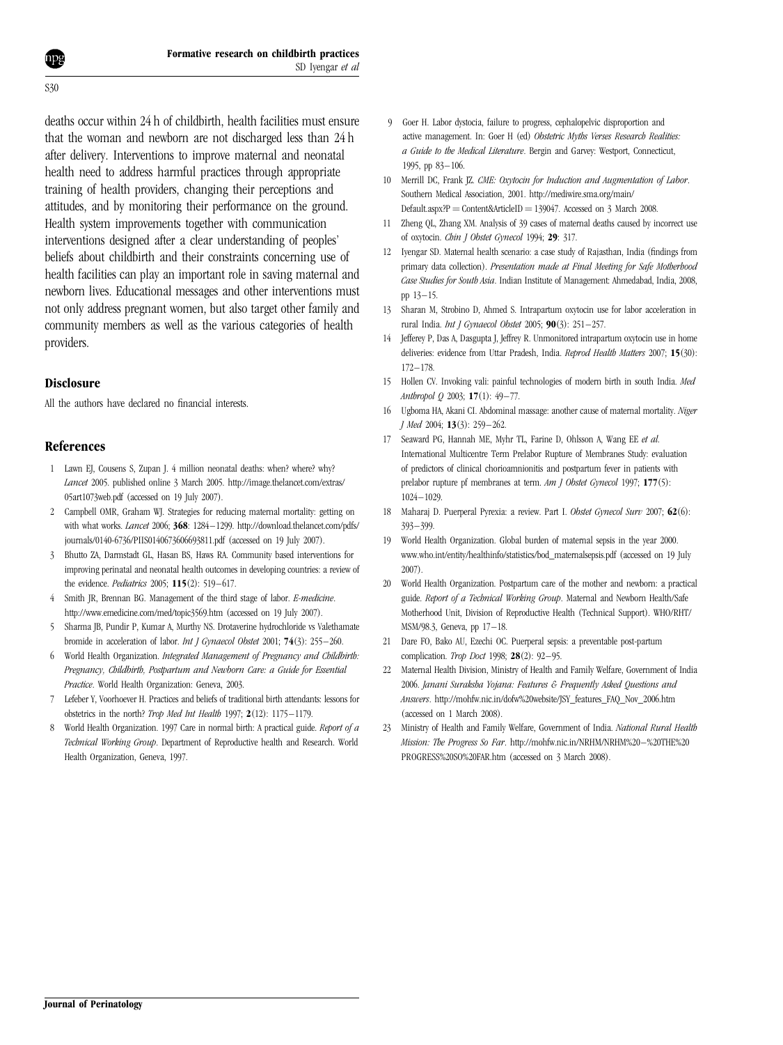deaths occur within 24 h of childbirth, health facilities must ensure that the woman and newborn are not discharged less than 24 h after delivery. Interventions to improve maternal and neonatal health need to address harmful practices through appropriate training of health providers, changing their perceptions and attitudes, and by monitoring their performance on the ground. Health system improvements together with communication interventions designed after a clear understanding of peoples' beliefs about childbirth and their constraints concerning use of health facilities can play an important role in saving maternal and newborn lives. Educational messages and other interventions must not only address pregnant women, but also target other family and community members as well as the various categories of health providers.

## Disclosure

All the authors have declared no financial interests.

## References

1. Lawn EJ, Cousens S, Zupan J. 4 million neonatal deaths: when? where? why? *Lancet* 2005. published online 3 March 2005. http://image.thelancet.com/extras/05art1073web.pdf (accessed on 19 July 2007).
2. Campbell OMR, Graham WJ. Strategies for reducing maternal mortality: getting on with what works. *Lancet* 2006; **368**: 1284–1299. http://download.thelancet.com/pdfs/journals/0140-6736/PIIS0140673606693811.pdf (accessed on 19 July 2007).
3. Bhutto ZA, Darmstadt GL, Hasan BS, Haws RA. Community based interventions for improving perinatal and neonatal health outcomes in developing countries: a review of the evidence. *Pediatrics* 2005; **115**(2): 519–617.
4. Smith JR, Brennan BG. Management of the third stage of labor. *E-medicine*. http://www.emedicine.com/med/topic3569.htm (accessed on 19 July 2007).
5. Sharma JB, Pundir P, Kumar A, Murthy NS. Drotaverine hydrochloride vs Valethamate bromide in acceleration of labor. *Int J Gynaecol Obstet* 2001; **74**(3): 255–260.
6. World Health Organization. *Integrated Management of Pregnancy and Childbirth: Pregnancy, Childbirth, Postpartum and Newborn Care: a Guide for Essential Practice*. World Health Organization: Geneva, 2003.
7. Lefeber Y, Voorhoever H. Practices and beliefs of traditional birth attendants: lessons for obstetrics in the north? *Trop Med Int Health* 1997; **2**(12): 1175–1179.
8. World Health Organization. 1997 Care in normal birth: A practical guide. *Report of a Technical Working Group*. Department of Reproductive health and Research. World Health Organization, Geneva, 1997.
9. Goer H. Labor dystocia, failure to progress, cephalopelvic disproportion and active management. In: Goer H (ed) *Obstetric Myths Verses Research Realities: a Guide to the Medical Literature*. Bergin and Garvey: Westport, Connecticut, 1995, pp 83–106.
10. Merrill DC, Frank JZ. *CME: Oxytocin for Induction and Augmentation of Labor*. Southern Medical Association, 2001. http://mediwire.sma.org/main/Default.aspx?P = Content&ArticleID = 139047. Accessed on 3 March 2008.
11. Zheng QL, Zhang XM. Analysis of 39 cases of maternal deaths caused by incorrect use of oxytocin. *Chin J Obstet Gynecol* 1994; **29**: 317.
12. Iyengar SD. Maternal health scenario: a case study of Rajasthan, India (findings from primary data collection). *Presentation made at Final Meeting for Safe Motherhood Case Studies for South Asia*. Indian Institute of Management: Ahmedabad, India, 2008, pp 13–15.
13. Sharan M, Strobino D, Ahmed S. Intrapartum oxytocin use for labor acceleration in rural India. *Int J Gynaecol Obstet* 2005; **90**(3): 251–257.
14. Jefferey P, Das A, Dasgupta J, Jeffrey R. Unmonitored intrapartum oxytocin use in home deliveries: evidence from Uttar Pradesh, India. *Reprod Health Matters* 2007; **15**(30): 172–178.
15. Hollen CV. Invoking vali: painful technologies of modern birth in south India. *Med Anthropol Q* 2003; **17**(1): 49–77.
16. Ugboma HA, Akani CI. Abdominal massage: another cause of maternal mortality. *Niger J Med* 2004; **13**(3): 259–262.
17. Seaward PG, Hannah ME, Myhr TL, Farine D, Ohlsson A, Wang EE *et al*. International Multicentre Term Prelabor Rupture of Membranes Study: evaluation of predictors of clinical chorioamnionitis and postpartum fever in patients with prelabor rupture pf membranes at term. *Am J Obstet Gynecol* 1997; **177**(5): 1024–1029.
18. Maharaj D. Puerperal Pyrexia: a review. Part I. *Obstet Gynecol Surv* 2007; **62**(6): 393–399.
19. World Health Organization. Global burden of maternal sepsis in the year 2000. www.who.int/entity/healthinfo/statistics/bod_maternalsepsis.pdf (accessed on 19 July 2007).
20. World Health Organization. Postpartum care of the mother and newborn: a practical guide. *Report of a Technical Working Group*. Maternal and Newborn Health/Safe Motherhood Unit, Division of Reproductive Health (Technical Support). WHO/RHT/MSM/98.3, Geneva, pp 17–18.
21. Dare FO, Bako AU, Ezechi OC. Puerperal sepsis: a preventable post-partum complication. *Trop Doct* 1998; **28**(2): 92–95.
22. Maternal Health Division, Ministry of Health and Family Welfare, Government of India 2006. *Janani Suraksha Yojana: Features & Frequently Asked Questions and Answers*. http://mohfw.nic.in/dofw%20website/JSY_features_FAQ_Nov_2006.htm (accessed on 1 March 2008).
23. Ministry of Health and Family Welfare, Government of India. *National Rural Health Mission: The Progress So Far*. http://mohfw.nic.in/NRHM/NRHM%20–%20THE%20PROGRESS%20SO%20FAR.htm (accessed on 3 March 2008).